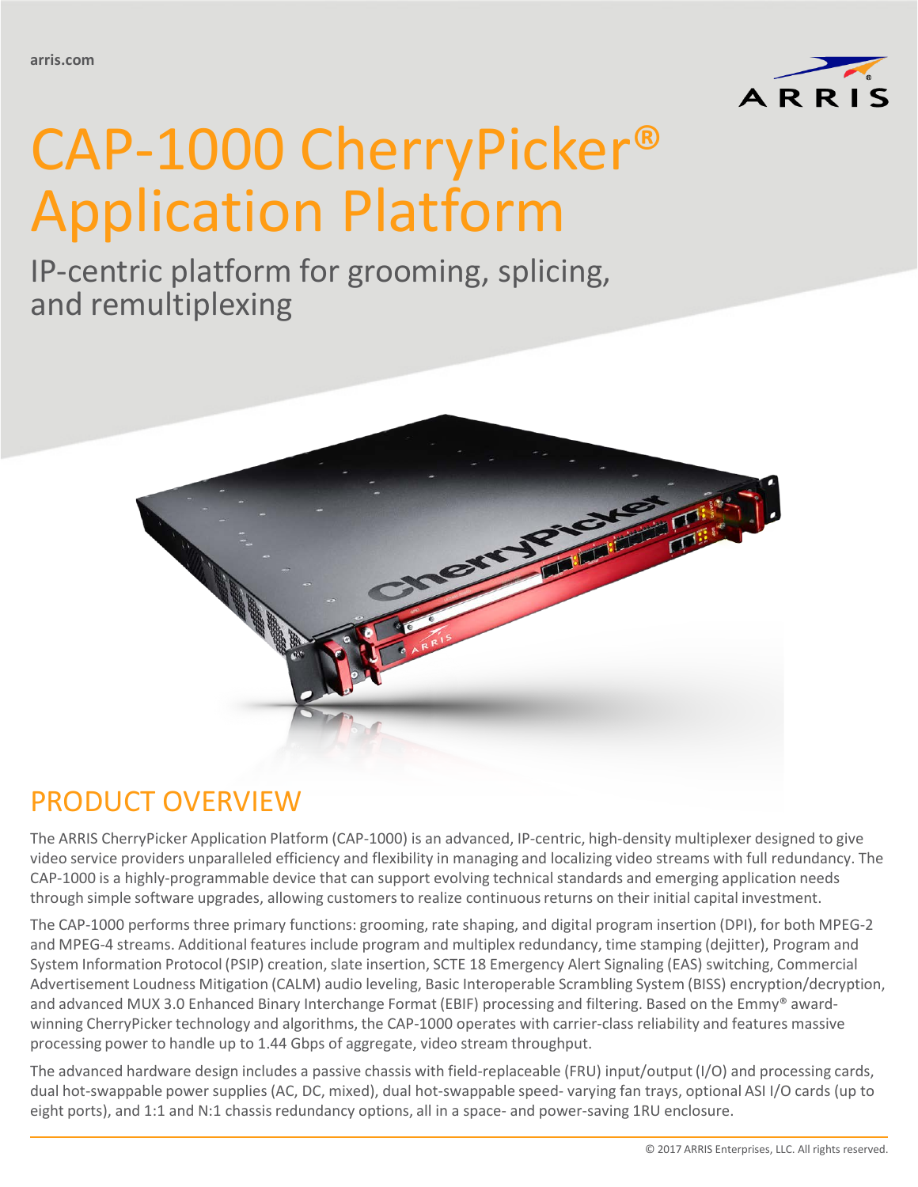# CAP-1000 CherryPicker® Application Platform

IP-centric platform for grooming, splicing, and remultiplexing

## PRODUCT OVERVIEW

The ARRIS CherryPicker Application Platform (CAP-1000) is an advanced, IP-centric, high-density multiplexer designed to give video service providers unparalleled efficiency and flexibility in managing and localizing video streams with full redundancy. The CAP-1000 is a highly-programmable device that can support evolving technical standards and emerging application needs through simple software upgrades, allowing customers to realize continuous returns on their initial capital investment.

The CAP-1000 performs three primary functions: grooming, rate shaping, and digital program insertion (DPI), for both MPEG-2 and MPEG-4 streams. Additional features include program and multiplex redundancy, time stamping (dejitter), Program and System Information Protocol (PSIP) creation, slate insertion, SCTE 18 Emergency Alert Signaling (EAS) switching, Commercial Advertisement Loudness Mitigation (CALM) audio leveling, Basic Interoperable Scrambling System (BISS) encryption/decryption, and advanced MUX 3.0 Enhanced Binary Interchange Format (EBIF) processing and filtering. Based on the Emmy® award-winning CherryPicker technology and algorithms, the CAP-1000 operates with carrier-class reliability and features massive processing power to handle up to 1.44 Gbps of aggregate, video stream throughput.

The advanced hardware design includes a passive chassis with field-replaceable (FRU) input/output (I/O) and processing cards, dual hot-swappable power supplies (AC, DC, mixed), dual hot-swappable speed- varying fan trays, optional ASI I/O cards (up to eight ports), and 1:1 and N:1 chassis redundancy options, all in a space- and power-saving 1RU enclosure.

© 2017 ARRIS Enterprises, LLC. All rights reserved.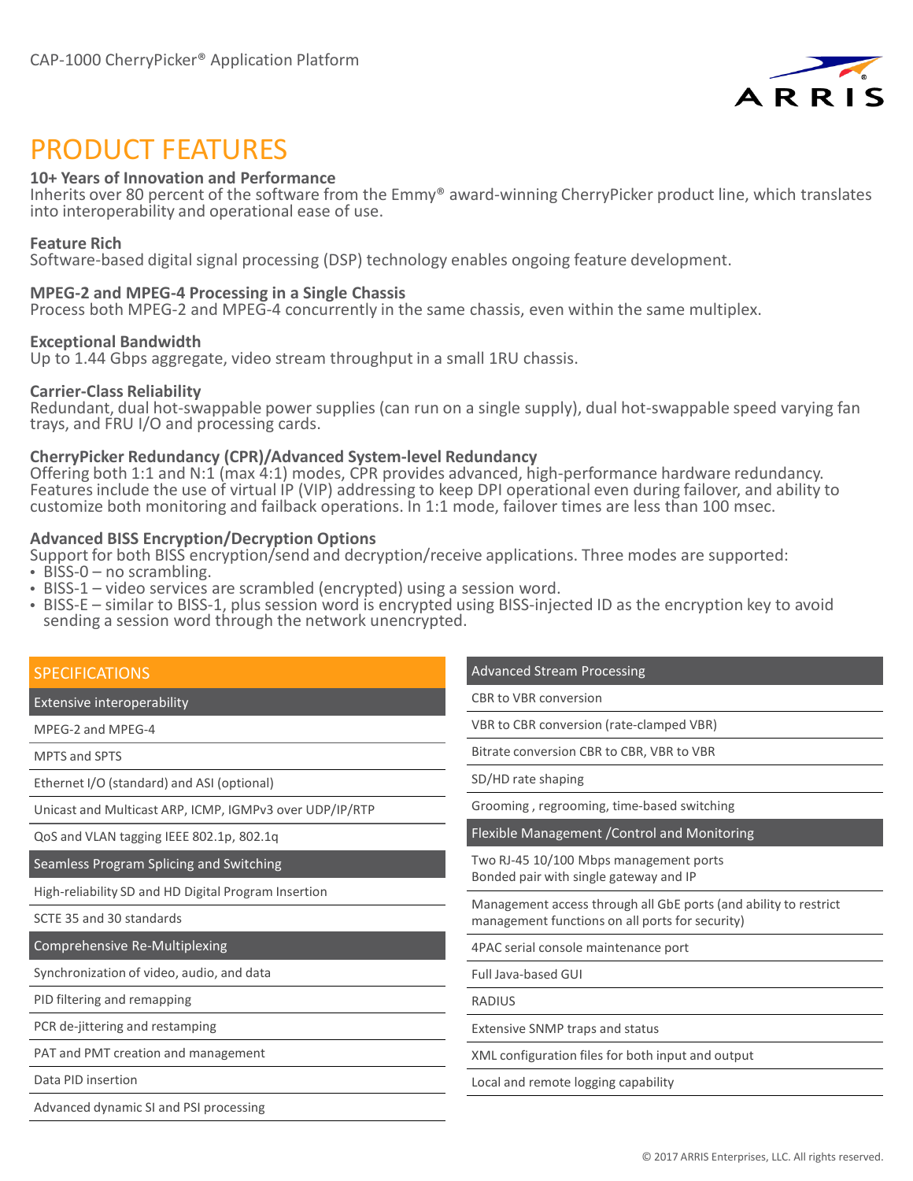## PRODUCT FEATURES

**10+ Years of Innovation and Performance**
Inherits over 80 percent of the software from the Emmy® award-winning CherryPicker product line, which translates into interoperability and operational ease of use.

**Feature Rich**
Software-based digital signal processing (DSP) technology enables ongoing feature development.

**MPEG-2 and MPEG-4 Processing in a Single Chassis**
Process both MPEG-2 and MPEG-4 concurrently in the same chassis, even within the same multiplex.

**Exceptional Bandwidth**
Up to 1.44 Gbps aggregate, video stream throughput in a small 1RU chassis.

**Carrier-Class Reliability**
Redundant, dual hot-swappable power supplies (can run on a single supply), dual hot-swappable speed varying fan trays, and FRU I/O and processing cards.

**CherryPicker Redundancy (CPR)/Advanced System-level Redundancy**
Offering both 1:1 and N:1 (max 4:1) modes, CPR provides advanced, high-performance hardware redundancy. Features include the use of virtual IP (VIP) addressing to keep DPI operational even during failover, and ability to customize both monitoring and failback operations. In 1:1 mode, failover times are less than 100 msec.

**Advanced BISS Encryption/Decryption Options**
Support for both BISS encryption/send and decryption/receive applications. Three modes are supported:

- BISS-0 – no scrambling.
- BISS-1 – video services are scrambled (encrypted) using a session word.
- BISS-E – similar to BISS-1, plus session word is encrypted using BISS-injected ID as the encryption key to avoid sending a session word through the network unencrypted.

## SPECIFICATIONS

| Extensive interoperability |
| --- |
| MPEG-2 and MPEG-4 |
| MPTS and SPTS |
| Ethernet I/O (standard) and ASI (optional) |
| Unicast and Multicast ARP, ICMP, IGMPv3 over UDP/IP/RTP |
| QoS and VLAN tagging IEEE 802.1p, 802.1q |

| Seamless Program Splicing and Switching |
| --- |
| High-reliability SD and HD Digital Program Insertion |
| SCTE 35 and 30 standards |

| Comprehensive Re-Multiplexing |
| --- |
| Synchronization of video, audio, and data |
| PID filtering and remapping |
| PCR de-jittering and restamping |
| PAT and PMT creation and management |
| Data PID insertion |
| Advanced dynamic SI and PSI processing |

| Advanced Stream Processing |
| --- |
| CBR to VBR conversion |
| VBR to CBR conversion (rate-clamped VBR) |
| Bitrate conversion CBR to CBR, VBR to VBR |
| SD/HD rate shaping |
| Grooming , regrooming, time-based switching |

| Flexible Management /Control and Monitoring |
| --- |
| Two RJ-45 10/100 Mbps management ports<br>Bonded pair with single gateway and IP |
| Management access through all GbE ports (and ability to restrict management functions on all ports for security) |
| 4PAC serial console maintenance port |
| Full Java-based GUI |
| RADIUS |
| Extensive SNMP traps and status |
| XML configuration files for both input and output |
| Local and remote logging capability |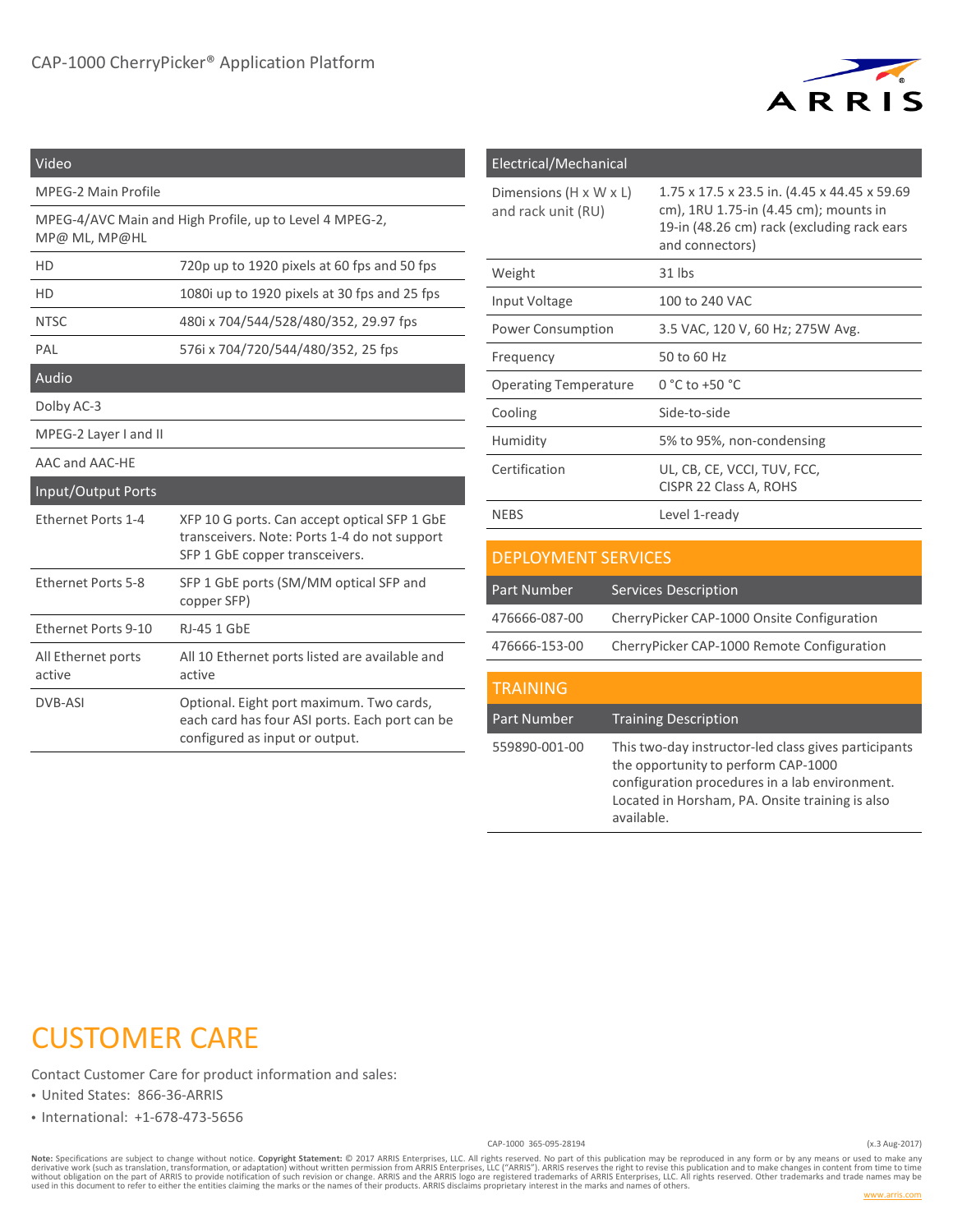## Video

| | |
|---|---|
| MPEG-2 Main Profile | |
| MPEG-4/AVC Main and High Profile, up to Level 4 MPEG-2, MP@ ML, MP@HL | |
| HD | 720p up to 1920 pixels at 60 fps and 50 fps |
| HD | 1080i up to 1920 pixels at 30 fps and 25 fps |
| NTSC | 480i x 704/544/528/480/352, 29.97 fps |
| PAL | 576i x 704/720/544/480/352, 25 fps |

## Audio

| |
|---|
| Dolby AC-3 |
| MPEG-2 Layer I and II |
| AAC and AAC-HE |

## Input/Output Ports

| | |
|---|---|
| Ethernet Ports 1-4 | XFP 10 G ports. Can accept optical SFP 1 GbE transceivers. Note: Ports 1-4 do not support SFP 1 GbE copper transceivers. |
| Ethernet Ports 5-8 | SFP 1 GbE ports (SM/MM optical SFP and copper SFP) |
| Ethernet Ports 9-10 | RJ-45 1 GbE |
| All Ethernet ports active | All 10 Ethernet ports listed are available and active |
| DVB-ASI | Optional. Eight port maximum. Two cards, each card has four ASI ports. Each port can be configured as input or output. |

## Electrical/Mechanical

| | |
|---|---|
| Dimensions (H x W x L) and rack unit (RU) | 1.75 x 17.5 x 23.5 in. (4.45 x 44.45 x 59.69 cm), 1RU 1.75-in (4.45 cm); mounts in 19-in (48.26 cm) rack (excluding rack ears and connectors) |
| Weight | 31 lbs |
| Input Voltage | 100 to 240 VAC |
| Power Consumption | 3.5 VAC, 120 V, 60 Hz; 275W Avg. |
| Frequency | 50 to 60 Hz |
| Operating Temperature | 0 °C to +50 °C |
| Cooling | Side-to-side |
| Humidity | 5% to 95%, non-condensing |
| Certification | UL, CB, CE, VCCI, TUV, FCC, CISPR 22 Class A, ROHS |
| NEBS | Level 1-ready |

## DEPLOYMENT SERVICES

| Part Number | Services Description |
|---|---|
| 476666-087-00 | CherryPicker CAP-1000 Onsite Configuration |
| 476666-153-00 | CherryPicker CAP-1000 Remote Configuration |

## TRAINING

| Part Number | Training Description |
|---|---|
| 559890-001-00 | This two-day instructor-led class gives participants the opportunity to perform CAP-1000 configuration procedures in a lab environment. Located in Horsham, PA. Onsite training is also available. |

# CUSTOMER CARE

Contact Customer Care for product information and sales:

- United States: 866-36-ARRIS
- International: +1-678-473-5656

CAP-1000 365-095-28194 (x.3 Aug-2017)

**Note:** Specifications are subject to change without notice. **Copyright Statement:** © 2017 ARRIS Enterprises, LLC. All rights reserved. No part of this publication may be reproduced in any form or by any means or used to make any derivative work (such as translation, transformation, or adaptation) without written permission from ARRIS Enterprises, LLC ("ARRIS"). ARRIS reserves the right to revise this publication and to make changes in content from time to time without obligation on the part of ARRIS to provide notification of such revision or change. ARRIS and the ARRIS logo are registered trademarks of ARRIS Enterprises, LLC. All rights reserved. Other trademarks and trade names may be used in this document to refer to either the entities claiming the marks or the names of their products. ARRIS disclaims proprietary interest in the marks and names of others.

www.arris.com